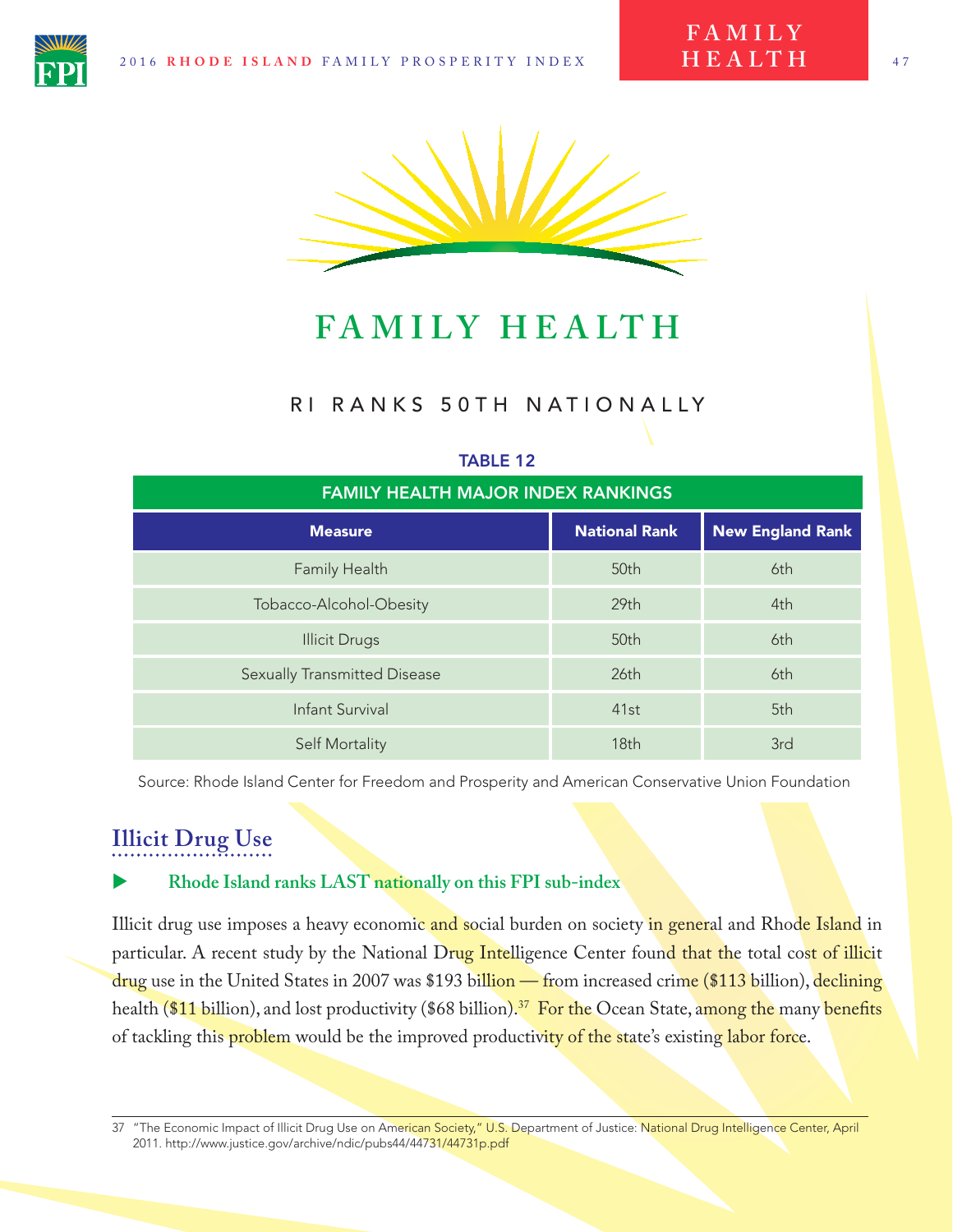# FAMILY HEALTH

## RI RANKS 50TH NATIONALLY

TABLE 12

| FAMILY HEALTH MAJOR INDEX RANKINGS | | |
|---|---|---|
| **Measure** | **National Rank** | **New England Rank** |
| Family Health | 50th | 6th |
| Tobacco-Alcohol-Obesity | 29th | 4th |
| Illicit Drugs | 50th | 6th |
| Sexually Transmitted Disease | 26th | 6th |
| Infant Survival | 41st | 5th |
| Self Mortality | 18th | 3rd |

Source: Rhode Island Center for Freedom and Prosperity and American Conservative Union Foundation

### Illicit Drug Use

- **Rhode Island ranks LAST nationally on this FPI sub-index**

Illicit drug use imposes a heavy economic and social burden on society in general and Rhode Island in particular. A recent study by the National Drug Intelligence Center found that the total cost of illicit drug use in the United States in 2007 was $193 billion — from increased crime ($113 billion), declining health ($11 billion), and lost productivity ($68 billion).[37] For the Ocean State, among the many benefits of tackling this problem would be the improved productivity of the state's existing labor force.

37 "The Economic Impact of Illicit Drug Use on American Society," U.S. Department of Justice: National Drug Intelligence Center, April 2011. http://www.justice.gov/archive/ndic/pubs44/44731/44731p.pdf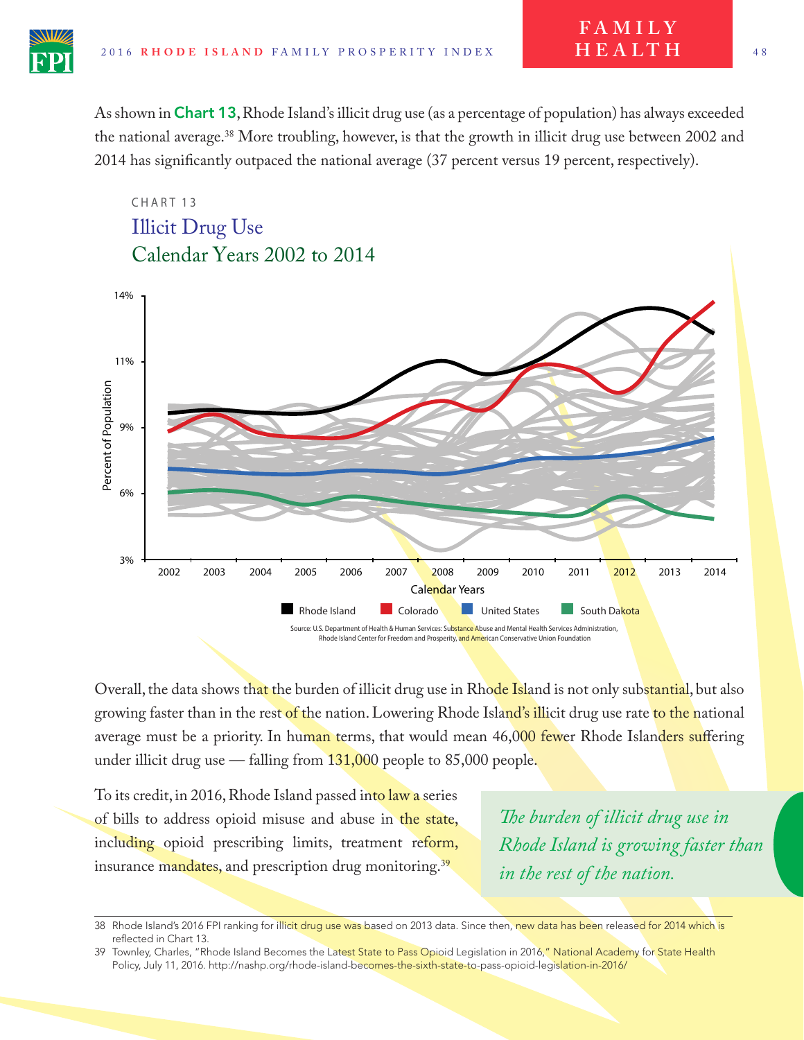As shown in **Chart 13**, Rhode Island's illicit drug use (as a percentage of population) has always exceeded the national average.[38] More troubling, however, is that the growth in illicit drug use between 2002 and 2014 has significantly outpaced the national average (37 percent versus 19 percent, respectively).

CHART 13

## Illicit Drug Use
## Calendar Years 2002 to 2014

Source: U.S. Department of Health & Human Services: Substance Abuse and Mental Health Services Administration, Rhode Island Center for Freedom and Prosperity, and American Conservative Union Foundation

Overall, the data shows that the burden of illicit drug use in Rhode Island is not only substantial, but also growing faster than in the rest of the nation. Lowering Rhode Island's illicit drug use rate to the national average must be a priority. In human terms, that would mean 46,000 fewer Rhode Islanders suffering under illicit drug use — falling from 131,000 people to 85,000 people.

To its credit, in 2016, Rhode Island passed into law a series of bills to address opioid misuse and abuse in the state, including opioid prescribing limits, treatment reform, insurance mandates, and prescription drug monitoring.[39]

*The burden of illicit drug use in Rhode Island is growing faster than in the rest of the nation.*

---

38 Rhode Island's 2016 FPI ranking for illicit drug use was based on 2013 data. Since then, new data has been released for 2014 which is reflected in Chart 13.

39 Townley, Charles, "Rhode Island Becomes the Latest State to Pass Opioid Legislation in 2016," National Academy for State Health Policy, July 11, 2016. http://nashp.org/rhode-island-becomes-the-sixth-state-to-pass-opioid-legislation-in-2016/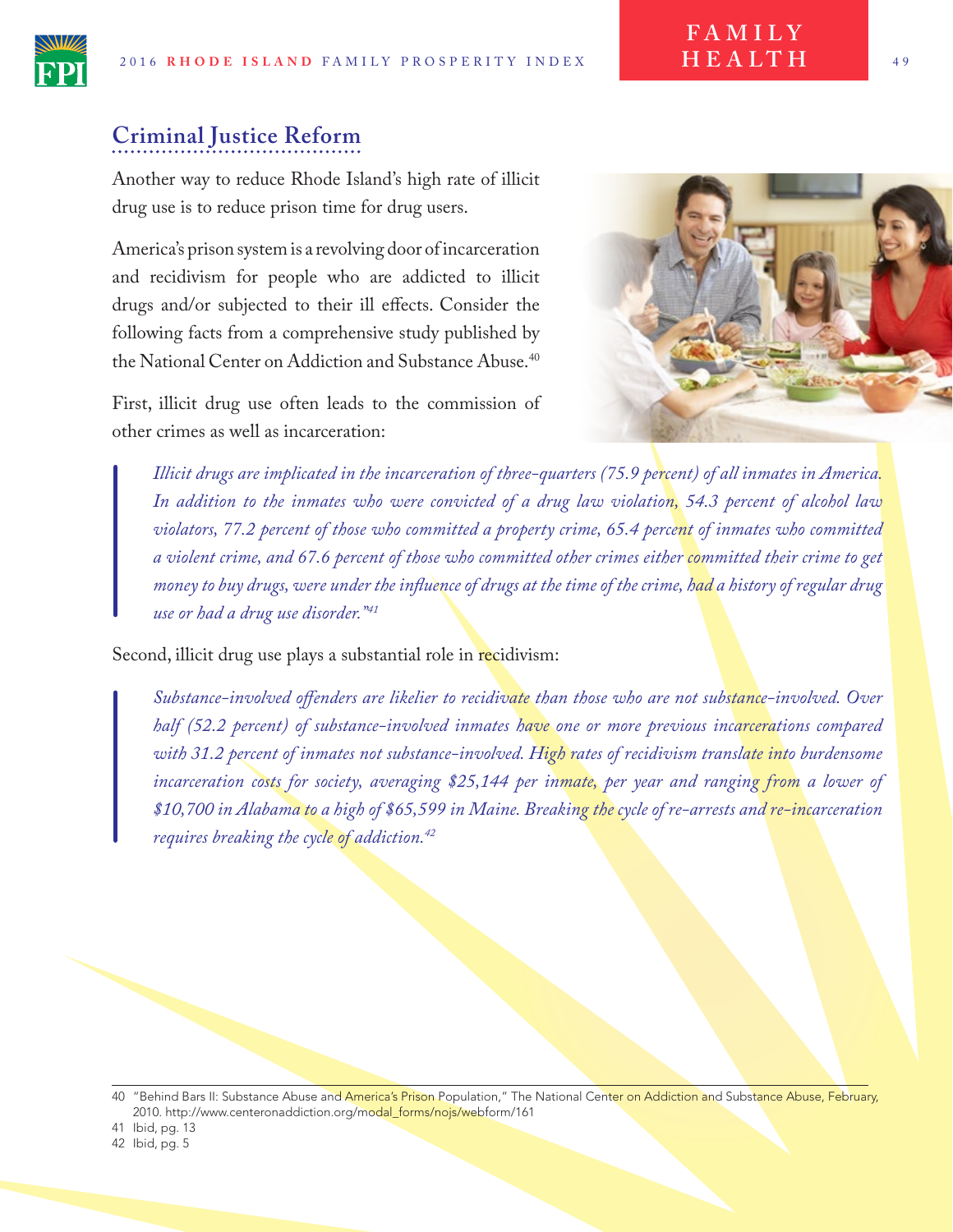## Criminal Justice Reform

Another way to reduce Rhode Island's high rate of illicit drug use is to reduce prison time for drug users.

America's prison system is a revolving door of incarceration and recidivism for people who are addicted to illicit drugs and/or subjected to their ill effects. Consider the following facts from a comprehensive study published by the National Center on Addiction and Substance Abuse.[40]

First, illicit drug use often leads to the commission of other crimes as well as incarceration:

> *Illicit drugs are implicated in the incarceration of three-quarters (75.9 percent) of all inmates in America. In addition to the inmates who were convicted of a drug law violation, 54.3 percent of alcohol law violators, 77.2 percent of those who committed a property crime, 65.4 percent of inmates who committed a violent crime, and 67.6 percent of those who committed other crimes either committed their crime to get money to buy drugs, were under the influence of drugs at the time of the crime, had a history of regular drug use or had a drug use disorder."*[41]

Second, illicit drug use plays a substantial role in recidivism:

> *Substance-involved offenders are likelier to recidivate than those who are not substance-involved. Over half (52.2 percent) of substance-involved inmates have one or more previous incarcerations compared with 31.2 percent of inmates not substance-involved. High rates of recidivism translate into burdensome incarceration costs for society, averaging $25,144 per inmate, per year and ranging from a lower of $10,700 in Alabama to a high of $65,599 in Maine. Breaking the cycle of re-arrests and re-incarceration requires breaking the cycle of addiction.*[42]

---

40 "Behind Bars II: Substance Abuse and America's Prison Population," The National Center on Addiction and Substance Abuse, February, 2010. http://www.centeronaddiction.org/modal_forms/nojs/webform/161

41 Ibid, pg. 13

42 Ibid, pg. 5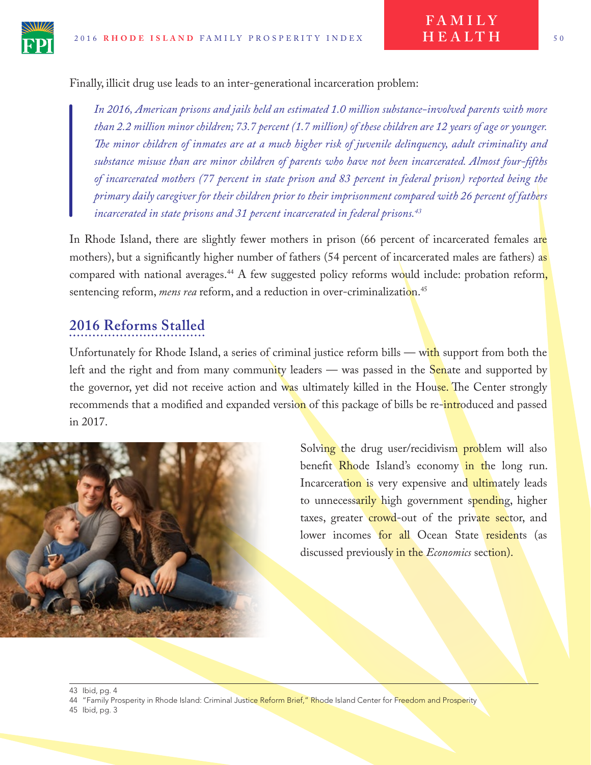Finally, illicit drug use leads to an inter-generational incarceration problem:

> *In 2016, American prisons and jails held an estimated 1.0 million substance-involved parents with more than 2.2 million minor children; 73.7 percent (1.7 million) of these children are 12 years of age or younger. The minor children of inmates are at a much higher risk of juvenile delinquency, adult criminality and substance misuse than are minor children of parents who have not been incarcerated. Almost four-fifths of incarcerated mothers (77 percent in state prison and 83 percent in federal prison) reported being the primary daily caregiver for their children prior to their imprisonment compared with 26 percent of fathers incarcerated in state prisons and 31 percent incarcerated in federal prisons.*[43]

In Rhode Island, there are slightly fewer mothers in prison (66 percent of incarcerated females are mothers), but a significantly higher number of fathers (54 percent of incarcerated males are fathers) as compared with national averages.[44] A few suggested policy reforms would include: probation reform, sentencing reform, *mens rea* reform, and a reduction in over-criminalization.[45]

## 2016 Reforms Stalled

Unfortunately for Rhode Island, a series of criminal justice reform bills — with support from both the left and the right and from many community leaders — was passed in the Senate and supported by the governor, yet did not receive action and was ultimately killed in the House. The Center strongly recommends that a modified and expanded version of this package of bills be re-introduced and passed in 2017.

Solving the drug user/recidivism problem will also benefit Rhode Island's economy in the long run. Incarceration is very expensive and ultimately leads to unnecessarily high government spending, higher taxes, greater crowd-out of the private sector, and lower incomes for all Ocean State residents (as discussed previously in the *Economics* section).

---

43 Ibid, pg. 4

44 "Family Prosperity in Rhode Island: Criminal Justice Reform Brief," Rhode Island Center for Freedom and Prosperity

45 Ibid, pg. 3